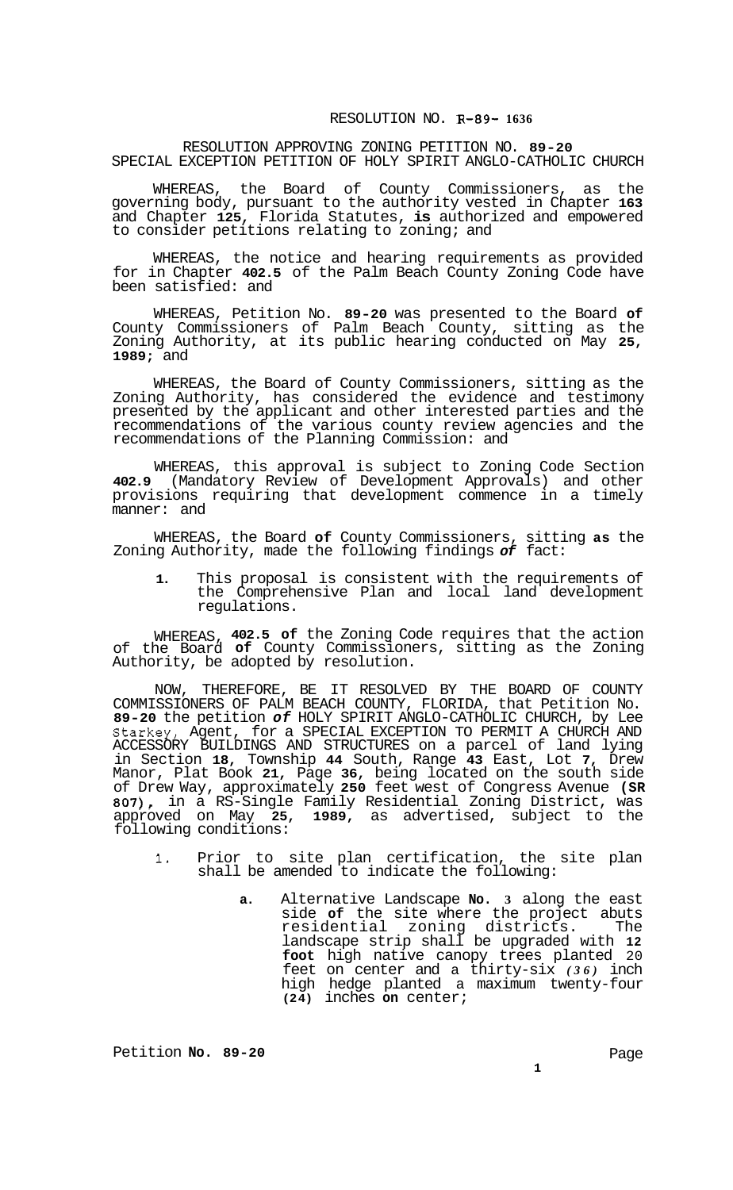# RESOLUTION NO. R-89- 1636

## RESOLUTION APPROVING ZONING PETITION NO. 89-20 SPECIAL EXCEPTION PETITION OF HOLY SPIRIT ANGLO-CATHOLIC CHURCH

WHEREAS, the Board of County Commissioners, as the governing body, pursuant to the authority vested in Chapter **163** and Chapter **125**, Florida Statutes, **is** authorized and empowered to consider petitions relating to zoning; and

WHEREAS, the notice and hearing requirements as provided for in Chapter **402.5** of the Palm Beach County Zoning Code have been satisfied: and

WHEREAS, Petition No. **89-20** was presented to the Board **of** County Commissioners of Palm Beach County, sitting as the Zoning Authority, at its public hearing conducted on May **25, 1989;** and

WHEREAS, the Board of County Commissioners, sitting as the Zoning Authority, has considered the evidence and testimony presented by the applicant and other interested parties and the recommendations of the various county review agencies and the recommendations of the Planning Commission: and

WHEREAS, this approval is subject to Zoning Code Section **402.9** (Mandatory Review of Development Approvals) and other provisions requiring that development commence in a timely manner: and

WHEREAS, the Board **of** County Commissioners, sitting **as** the Zoning Authority, made the following findings *of* fact:

1. This proposal is consistent with the requirements of the Comprehensive Plan and local land development regulations.

WHEREAS, **402.5 of** the Zoning Code requires that the action of the Board **of** County Commissioners, sitting as the Zoning Authority, be adopted by resolution.

NOW, THEREFORE, BE IT RESOLVED BY THE BOARD OF COUNTY COMMISSIONERS OF PALM BEACH COUNTY, FLORIDA, that Petition No. **89-20** the petition *of* HOLY SPIRIT ANGLO-CATHOLIC CHURCH, by Lee Starkey, Agent, for a SPECIAL EXCEPTION TO PERMIT A CHURCH AND ACCESSORY BUILDINGS AND STRUCTURES on a parcel of land lying in Section **18**, Township **44** South, Range **43** East, Lot **7**, Drew Manor, Plat Book **21**, Page **36**, being located on the south side of Drew Way, approximately **250** feet west of Congress Avenue **(SR 807),** in a RS-Single Family Residential Zoning District, was approved on May **25, 1989**, as advertised, subject to the following conditions:

1. Prior to site plan certification, the site plan shall be amended to indicate the following:

   a. Alternative Landscape **No. 3** along the east side **of** the site where the project abuts residential zoning districts. The landscape strip shall be upgraded with **12 foot** high native canopy trees planted 20 feet on center and a thirty-six *(36)* inch high hedge planted a maximum twenty-four **(24)** inches **on** center;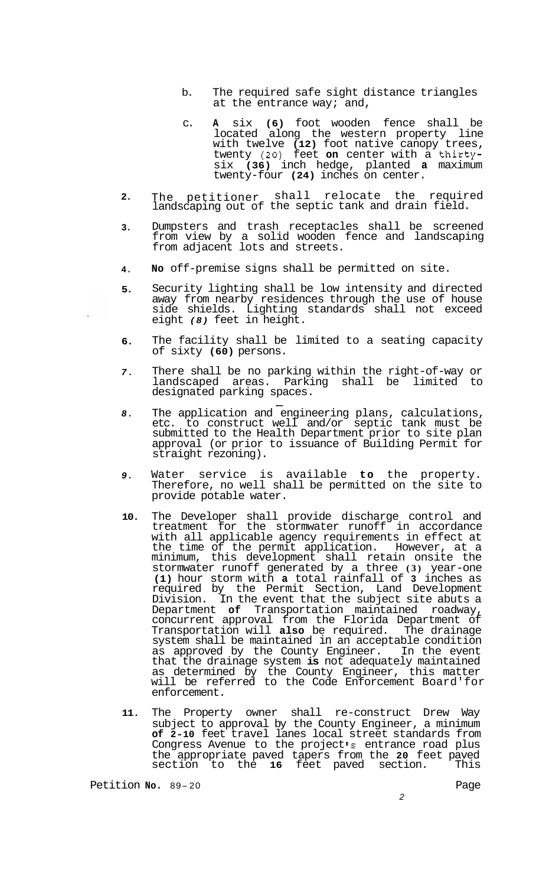b. The required safe sight distance triangles at the entrance way; and,

c. **A** six **(6)** foot wooden fence shall be located along the western property line with twelve **(12)** foot native canopy trees, twenty (20) feet **on** center with a thirty-six **(36)** inch hedge, planted **a** maximum twenty-four **(24)** inches on center.

2. The petitioner shall relocate the required landscaping out of the septic tank and drain field.

3. Dumpsters and trash receptacles shall be screened from view by a solid wooden fence and landscaping from adjacent lots and streets.

4. **No** off-premise signs shall be permitted on site.

5. Security lighting shall be low intensity and directed away from nearby residences through the use of house side shields. Lighting standards shall not exceed eight *(8)* feet in height.

6. The facility shall be limited to a seating capacity of sixty **(60)** persons.

7. There shall be no parking within the right-of-way or landscaped areas. Parking shall be limited to designated parking spaces.

8. The application and engineering plans, calculations, etc. to construct well and/or septic tank must be submitted to the Health Department prior to site plan approval (or prior to issuance of Building Permit for straight rezoning).

9. Water service is available **to** the property. Therefore, no well shall be permitted on the site to provide potable water.

10. The Developer shall provide discharge control and treatment for the stormwater runoff in accordance with all applicable agency requirements in effect at the time of the permit application. However, at a minimum, this development shall retain onsite the stormwater runoff generated by a three **(3)** year-one **(1)** hour storm with **a** total rainfall of **3** inches as required by the Permit Section, Land Development Division. In the event that the subject site abuts a Department **of** Transportation maintained roadway, concurrent approval from the Florida Department of Transportation will **also** be required. The drainage system shall be maintained in an acceptable condition as approved by the County Engineer. In the event that the drainage system **is** not adequately maintained as determined by the County Engineer, this matter will be referred to the Code Enforcement Board'for enforcement.

11. The Property owner shall re-construct Drew Way subject to approval by the County Engineer, a minimum **of 2-10** feet travel lanes local street standards from Congress Avenue to the project's entrance road plus the appropriate paved tapers from the **20** feet paved section to the **16** feet paved section. This

Petition **No.** 89-20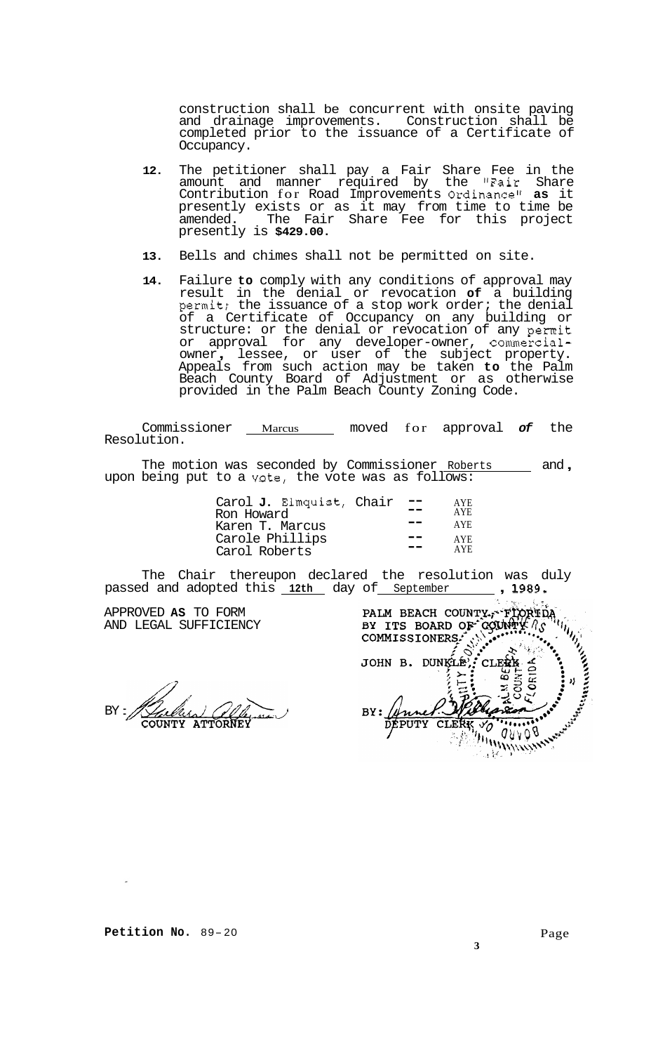construction shall be concurrent with onsite paving and drainage improvements. Construction shall be completed prior to the issuance of a Certificate of Occupancy.

12. The petitioner shall pay a Fair Share Fee in the amount and manner required by the "Fair Share Contribution for Road Improvements Ordinance" as it presently exists or as it may from time to time be amended. The Fair Share Fee for this project presently is **$429.00**.

13. Bells and chimes shall not be permitted on site.

14. Failure to comply with any conditions of approval may result in the denial or revocation of a building permit; the issuance of a stop work order; the denial of a Certificate of Occupancy on any building or structure: or the denial or revocation of any permit or approval for any developer-owner, commercial-owner, lessee, or user of the subject property. Appeals from such action may be taken to the Palm Beach County Board of Adjustment or as otherwise provided in the Palm Beach County Zoning Code.

Commissioner Marcus moved for approval of the Resolution.

The motion was seconded by Commissioner Roberts and, upon being put to a vote, the vote was as follows:

| | | |
|---|---|---|
| Carol J. Elmquist, Chair | -- | AYE |
| Ron Howard | -- | AYE |
| Karen T. Marcus | -- | AYE |
| Carole Phillips | -- | AYE |
| Carol Roberts | -- | AYE |

The Chair thereupon declared the resolution was duly passed and adopted this 12th day of September, 1989.

APPROVED AS TO FORM AND LEGAL SUFFICIENCY

BY: COUNTY ATTORNEY

PALM BEACH COUNTY, FLORIDA BY ITS BOARD OF COUNTY COMMISSIONERS

JOHN B. DUNKLE, CLERK

BY: DEPUTY CLERK

**Petition No.** 89-20